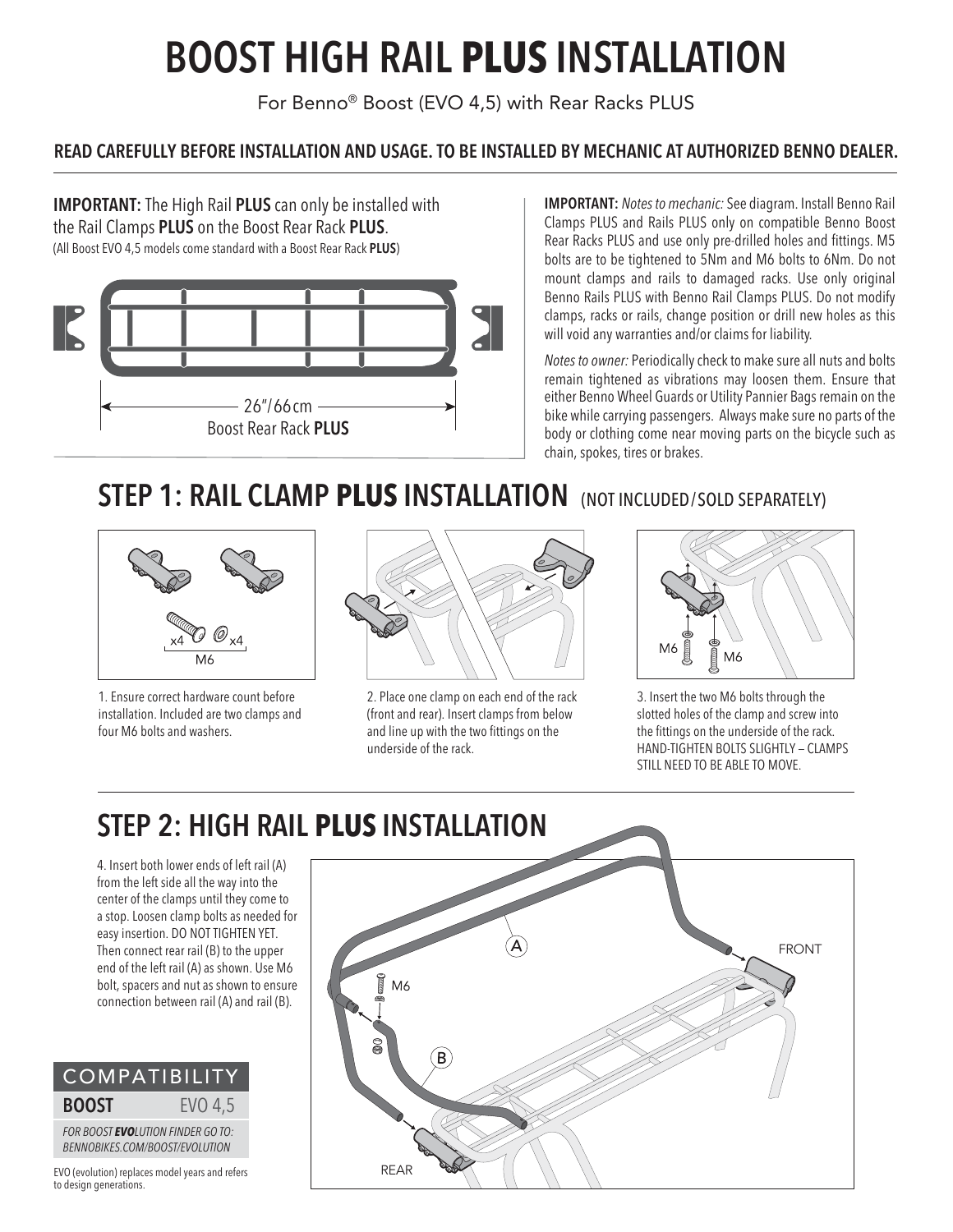# BOOST HIGH RAIL **PLUS** INSTALLATION

For Benno® Boost (EVO 4,5) with Rear Racks PLUS

**READ CAREFULLY BEFORE INSTALLATION AND USAGE. TO BE INSTALLED BY MECHANIC AT AUTHORIZED BENNO DEALER.**

**IMPORTANT:** The High Rail **PLUS** can only be installed with the Rail Clamps **PLUS** on the Boost Rear Rack **PLUS**.
(All Boost EVO 4,5 models come standard with a Boost Rear Rack **PLUS**)

26"/66cm
Boost Rear Rack **PLUS**

**IMPORTANT:** *Notes to mechanic:* See diagram. Install Benno Rail Clamps PLUS and Rails PLUS only on compatible Benno Boost Rear Racks PLUS and use only pre-drilled holes and fittings. M5 bolts are to be tightened to 5Nm and M6 bolts to 6Nm. Do not mount clamps and rails to damaged racks. Use only original Benno Rails PLUS with Benno Rail Clamps PLUS. Do not modify clamps, racks or rails, change position or drill new holes as this will void any warranties and/or claims for liability.

*Notes to owner:* Periodically check to make sure all nuts and bolts remain tightened as vibrations may loosen them. Ensure that either Benno Wheel Guards or Utility Pannier Bags remain on the bike while carrying passengers. Always make sure no parts of the body or clothing come near moving parts on the bicycle such as chain, spokes, tires or brakes.

## STEP 1: RAIL CLAMP **PLUS** INSTALLATION (NOT INCLUDED/SOLD SEPARATELY)

x4 x4
M6

1. Ensure correct hardware count before installation. Included are two clamps and four M6 bolts and washers.

2. Place one clamp on each end of the rack (front and rear). Insert clamps from below and line up with the two fittings on the underside of the rack.

M6 M6

3. Insert the two M6 bolts through the slotted holes of the clamp and screw into the fittings on the underside of the rack. HAND-TIGHTEN BOLTS SLIGHTLY – CLAMPS STILL NEED TO BE ABLE TO MOVE.

## STEP 2: HIGH RAIL **PLUS** INSTALLATION

4. Insert both lower ends of left rail (A) from the left side all the way into the center of the clamps until they come to a stop. Loosen clamp bolts as needed for easy insertion. DO NOT TIGHTEN YET. Then connect rear rail (B) to the upper end of the left rail (A) as shown. Use M6 bolt, spacers and nut as shown to ensure connection between rail (A) and rail (B).

A
FRONT
M6
B
REAR

| COMPATIBILITY | |
|---|---|
| **BOOST** | EVO 4,5 |

*FOR BOOST **EVO**LUTION FINDER GO TO: BENNOBIKES.COM/BOOST/EVOLUTION*

EVO (evolution) replaces model years and refers to design generations.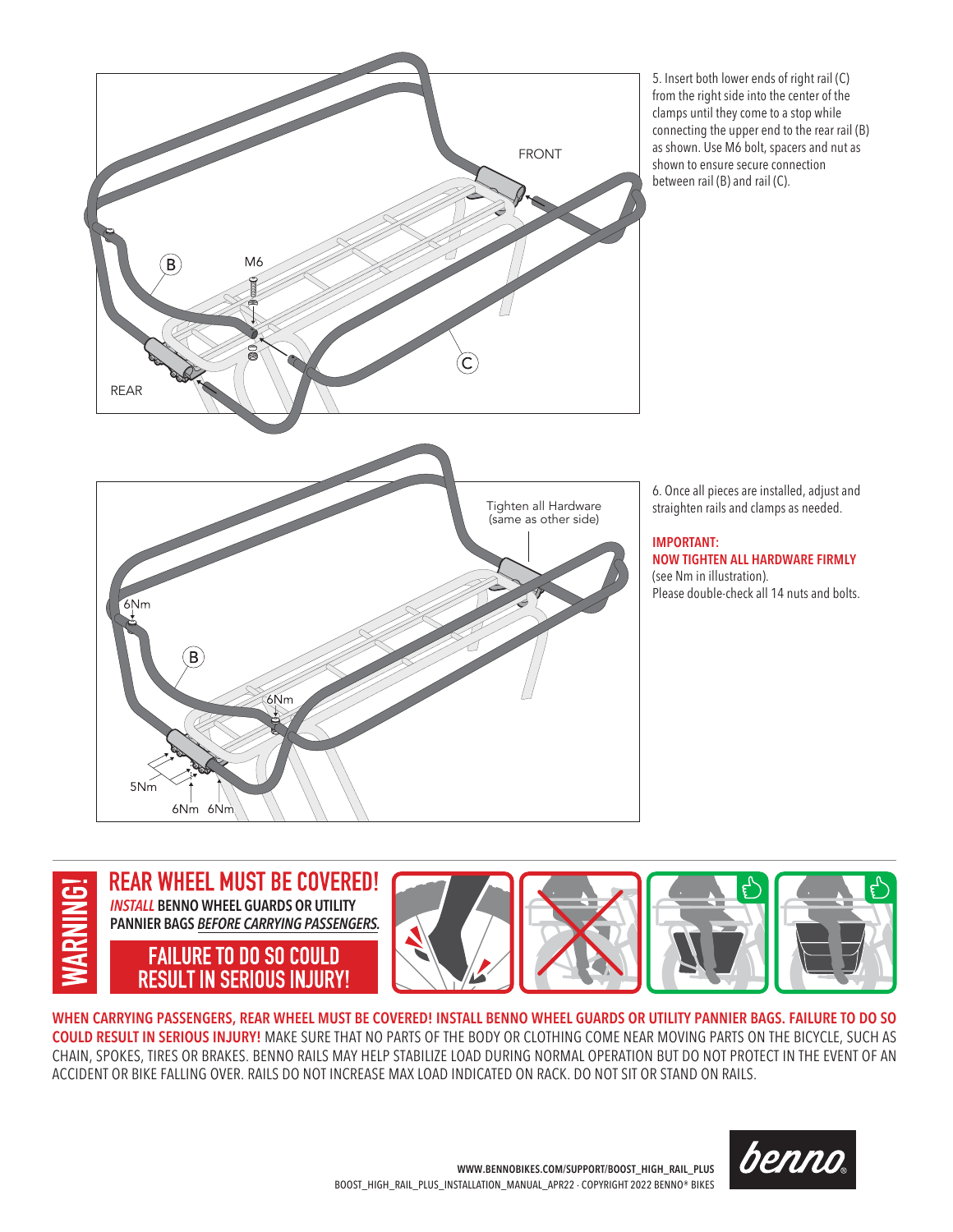FRONT

B

M6

C

REAR

5. Insert both lower ends of right rail (C) from the right side into the center of the clamps until they come to a stop while connecting the upper end to the rear rail (B) as shown. Use M6 bolt, spacers and nut as shown to ensure secure connection between rail (B) and rail (C).

Tighten all Hardware (same as other side)

6Nm

B

6Nm

5Nm

6Nm 6Nm

6. Once all pieces are installed, adjust and straighten rails and clamps as needed.

**IMPORTANT:**
**NOW TIGHTEN ALL HARDWARE FIRMLY**
(see Nm in illustration).
Please double-check all 14 nuts and bolts.

## WARNING!

## REAR WHEEL MUST BE COVERED!

***INSTALL*** **BENNO WHEEL GUARDS OR UTILITY PANNIER BAGS** ***BEFORE CARRYING PASSENGERS.***

**FAILURE TO DO SO COULD RESULT IN SERIOUS INJURY!**

**WHEN CARRYING PASSENGERS, REAR WHEEL MUST BE COVERED! INSTALL BENNO WHEEL GUARDS OR UTILITY PANNIER BAGS. FAILURE TO DO SO COULD RESULT IN SERIOUS INJURY!** MAKE SURE THAT NO PARTS OF THE BODY OR CLOTHING COME NEAR MOVING PARTS ON THE BICYCLE, SUCH AS CHAIN, SPOKES, TIRES OR BRAKES. BENNO RAILS MAY HELP STABILIZE LOAD DURING NORMAL OPERATION BUT DO NOT PROTECT IN THE EVENT OF AN ACCIDENT OR BIKE FALLING OVER. RAILS DO NOT INCREASE MAX LOAD INDICATED ON RACK. DO NOT SIT OR STAND ON RAILS.

**WWW.BENNOBIKES.COM/SUPPORT/BOOST_HIGH_RAIL_PLUS**
BOOST_HIGH_RAIL_PLUS_INSTALLATION_MANUAL_APR22 · COPYRIGHT 2022 BENNO® BIKES

benno